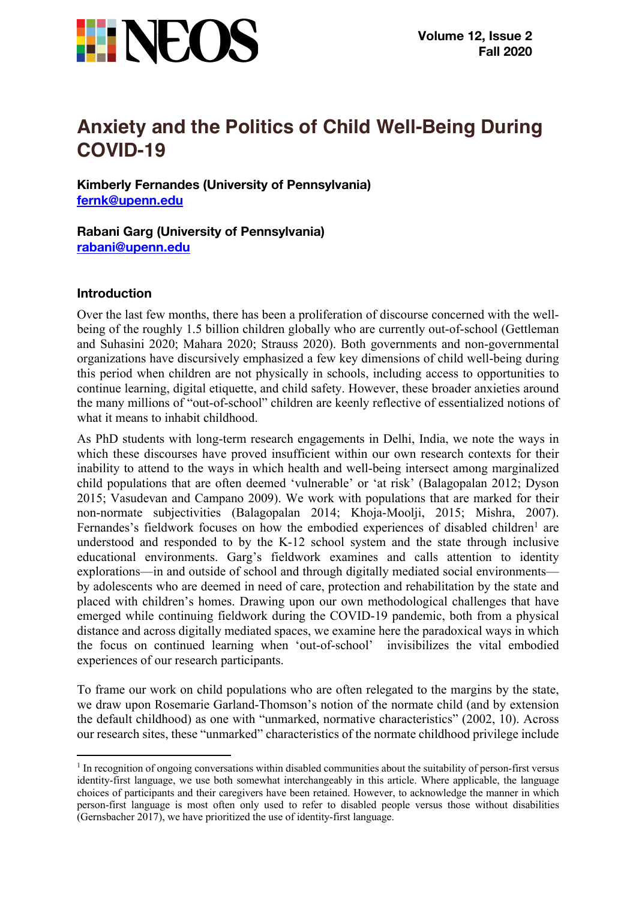# Anxiety and the Politics of Child Well-Being During COVID-19

**Kimberly Fernandes (University of Pennsylvania)**
fernk@upenn.edu

**Rabani Garg (University of Pennsylvania)**
rabani@upenn.edu

## Introduction

Over the last few months, there has been a proliferation of discourse concerned with the well-being of the roughly 1.5 billion children globally who are currently out-of-school (Gettleman and Suhasini 2020; Mahara 2020; Strauss 2020). Both governments and non-governmental organizations have discursively emphasized a few key dimensions of child well-being during this period when children are not physically in schools, including access to opportunities to continue learning, digital etiquette, and child safety. However, these broader anxieties around the many millions of "out-of-school" children are keenly reflective of essentialized notions of what it means to inhabit childhood.

As PhD students with long-term research engagements in Delhi, India, we note the ways in which these discourses have proved insufficient within our own research contexts for their inability to attend to the ways in which health and well-being intersect among marginalized child populations that are often deemed 'vulnerable' or 'at risk' (Balagopalan 2012; Dyson 2015; Vasudevan and Campano 2009). We work with populations that are marked for their non-normate subjectivities (Balagopalan 2014; Khoja-Moolji, 2015; Mishra, 2007). Fernandes's fieldwork focuses on how the embodied experiences of disabled children[1] are understood and responded to by the K-12 school system and the state through inclusive educational environments. Garg's fieldwork examines and calls attention to identity explorations—in and outside of school and through digitally mediated social environments—by adolescents who are deemed in need of care, protection and rehabilitation by the state and placed with children's homes. Drawing upon our own methodological challenges that have emerged while continuing fieldwork during the COVID-19 pandemic, both from a physical distance and across digitally mediated spaces, we examine here the paradoxical ways in which the focus on continued learning when 'out-of-school' invisibilizes the vital embodied experiences of our research participants.

To frame our work on child populations who are often relegated to the margins by the state, we draw upon Rosemarie Garland-Thomson's notion of the normate child (and by extension the default childhood) as one with "unmarked, normative characteristics" (2002, 10). Across our research sites, these "unmarked" characteristics of the normate childhood privilege include

[1] In recognition of ongoing conversations within disabled communities about the suitability of person-first versus identity-first language, we use both somewhat interchangeably in this article. Where applicable, the language choices of participants and their caregivers have been retained. However, to acknowledge the manner in which person-first language is most often only used to refer to disabled people versus those without disabilities (Gernsbacher 2017), we have prioritized the use of identity-first language.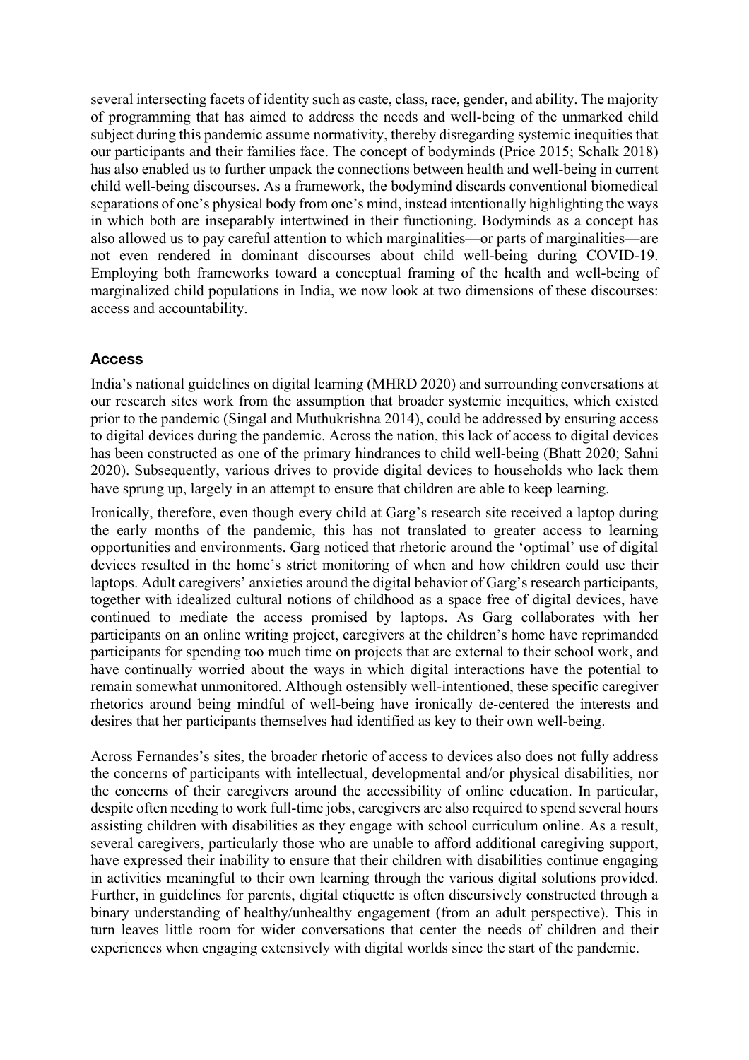several intersecting facets of identity such as caste, class, race, gender, and ability. The majority of programming that has aimed to address the needs and well-being of the unmarked child subject during this pandemic assume normativity, thereby disregarding systemic inequities that our participants and their families face. The concept of bodyminds (Price 2015; Schalk 2018) has also enabled us to further unpack the connections between health and well-being in current child well-being discourses. As a framework, the bodymind discards conventional biomedical separations of one's physical body from one's mind, instead intentionally highlighting the ways in which both are inseparably intertwined in their functioning. Bodyminds as a concept has also allowed us to pay careful attention to which marginalities—or parts of marginalities—are not even rendered in dominant discourses about child well-being during COVID-19. Employing both frameworks toward a conceptual framing of the health and well-being of marginalized child populations in India, we now look at two dimensions of these discourses: access and accountability.

## Access

India's national guidelines on digital learning (MHRD 2020) and surrounding conversations at our research sites work from the assumption that broader systemic inequities, which existed prior to the pandemic (Singal and Muthukrishna 2014), could be addressed by ensuring access to digital devices during the pandemic. Across the nation, this lack of access to digital devices has been constructed as one of the primary hindrances to child well-being (Bhatt 2020; Sahni 2020). Subsequently, various drives to provide digital devices to households who lack them have sprung up, largely in an attempt to ensure that children are able to keep learning.

Ironically, therefore, even though every child at Garg's research site received a laptop during the early months of the pandemic, this has not translated to greater access to learning opportunities and environments. Garg noticed that rhetoric around the 'optimal' use of digital devices resulted in the home's strict monitoring of when and how children could use their laptops. Adult caregivers' anxieties around the digital behavior of Garg's research participants, together with idealized cultural notions of childhood as a space free of digital devices, have continued to mediate the access promised by laptops. As Garg collaborates with her participants on an online writing project, caregivers at the children's home have reprimanded participants for spending too much time on projects that are external to their school work, and have continually worried about the ways in which digital interactions have the potential to remain somewhat unmonitored. Although ostensibly well-intentioned, these specific caregiver rhetorics around being mindful of well-being have ironically de-centered the interests and desires that her participants themselves had identified as key to their own well-being.

Across Fernandes's sites, the broader rhetoric of access to devices also does not fully address the concerns of participants with intellectual, developmental and/or physical disabilities, nor the concerns of their caregivers around the accessibility of online education. In particular, despite often needing to work full-time jobs, caregivers are also required to spend several hours assisting children with disabilities as they engage with school curriculum online. As a result, several caregivers, particularly those who are unable to afford additional caregiving support, have expressed their inability to ensure that their children with disabilities continue engaging in activities meaningful to their own learning through the various digital solutions provided. Further, in guidelines for parents, digital etiquette is often discursively constructed through a binary understanding of healthy/unhealthy engagement (from an adult perspective). This in turn leaves little room for wider conversations that center the needs of children and their experiences when engaging extensively with digital worlds since the start of the pandemic.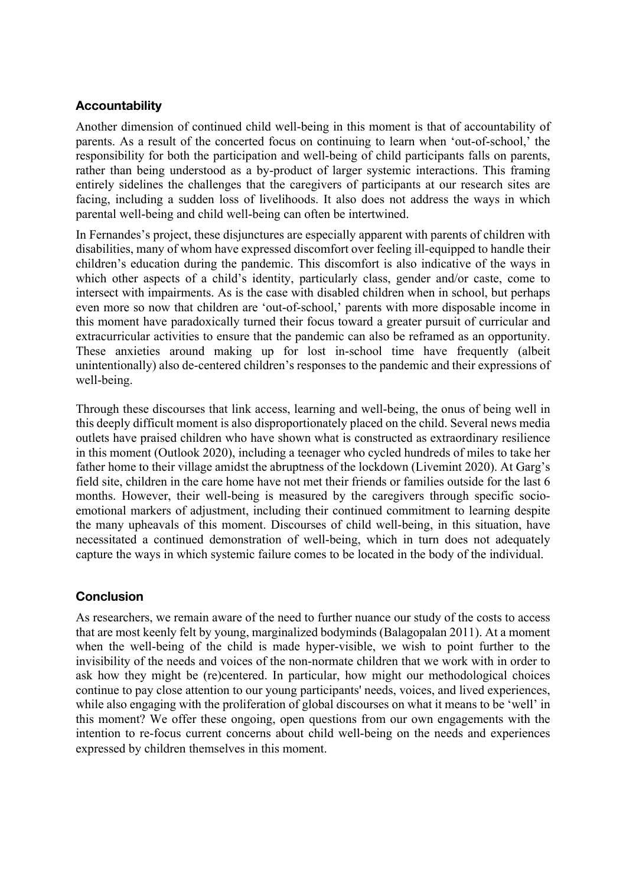## Accountability

Another dimension of continued child well-being in this moment is that of accountability of parents. As a result of the concerted focus on continuing to learn when 'out-of-school,' the responsibility for both the participation and well-being of child participants falls on parents, rather than being understood as a by-product of larger systemic interactions. This framing entirely sidelines the challenges that the caregivers of participants at our research sites are facing, including a sudden loss of livelihoods. It also does not address the ways in which parental well-being and child well-being can often be intertwined.

In Fernandes's project, these disjunctures are especially apparent with parents of children with disabilities, many of whom have expressed discomfort over feeling ill-equipped to handle their children's education during the pandemic. This discomfort is also indicative of the ways in which other aspects of a child's identity, particularly class, gender and/or caste, come to intersect with impairments. As is the case with disabled children when in school, but perhaps even more so now that children are 'out-of-school,' parents with more disposable income in this moment have paradoxically turned their focus toward a greater pursuit of curricular and extracurricular activities to ensure that the pandemic can also be reframed as an opportunity. These anxieties around making up for lost in-school time have frequently (albeit unintentionally) also de-centered children's responses to the pandemic and their expressions of well-being.

Through these discourses that link access, learning and well-being, the onus of being well in this deeply difficult moment is also disproportionately placed on the child. Several news media outlets have praised children who have shown what is constructed as extraordinary resilience in this moment (Outlook 2020), including a teenager who cycled hundreds of miles to take her father home to their village amidst the abruptness of the lockdown (Livemint 2020). At Garg's field site, children in the care home have not met their friends or families outside for the last 6 months. However, their well-being is measured by the caregivers through specific socio-emotional markers of adjustment, including their continued commitment to learning despite the many upheavals of this moment. Discourses of child well-being, in this situation, have necessitated a continued demonstration of well-being, which in turn does not adequately capture the ways in which systemic failure comes to be located in the body of the individual.

## Conclusion

As researchers, we remain aware of the need to further nuance our study of the costs to access that are most keenly felt by young, marginalized bodyminds (Balagopalan 2011). At a moment when the well-being of the child is made hyper-visible, we wish to point further to the invisibility of the needs and voices of the non-normate children that we work with in order to ask how they might be (re)centered. In particular, how might our methodological choices continue to pay close attention to our young participants' needs, voices, and lived experiences, while also engaging with the proliferation of global discourses on what it means to be 'well' in this moment? We offer these ongoing, open questions from our own engagements with the intention to re-focus current concerns about child well-being on the needs and experiences expressed by children themselves in this moment.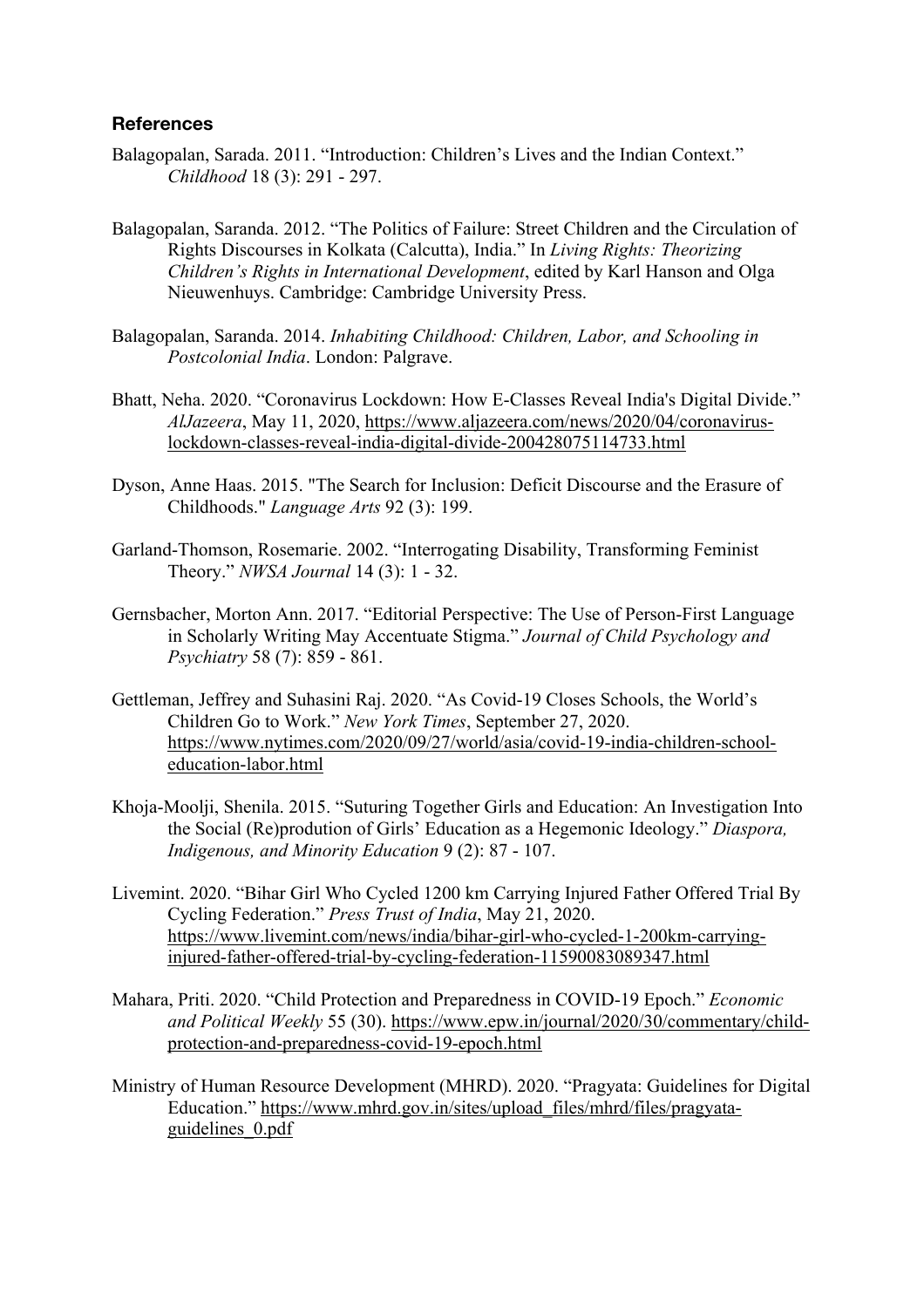### References

Balagopalan, Sarada. 2011. "Introduction: Children's Lives and the Indian Context." *Childhood* 18 (3): 291 - 297.

Balagopalan, Saranda. 2012. "The Politics of Failure: Street Children and the Circulation of Rights Discourses in Kolkata (Calcutta), India." In *Living Rights: Theorizing Children's Rights in International Development*, edited by Karl Hanson and Olga Nieuwenhuys. Cambridge: Cambridge University Press.

Balagopalan, Saranda. 2014. *Inhabiting Childhood: Children, Labor, and Schooling in Postcolonial India*. London: Palgrave.

Bhatt, Neha. 2020. "Coronavirus Lockdown: How E-Classes Reveal India's Digital Divide." *AlJazeera*, May 11, 2020, https://www.aljazeera.com/news/2020/04/coronavirus-lockdown-classes-reveal-india-digital-divide-200428075114733.html

Dyson, Anne Haas. 2015. "The Search for Inclusion: Deficit Discourse and the Erasure of Childhoods." *Language Arts* 92 (3): 199.

Garland-Thomson, Rosemarie. 2002. "Interrogating Disability, Transforming Feminist Theory." *NWSA Journal* 14 (3): 1 - 32.

Gernsbacher, Morton Ann. 2017. "Editorial Perspective: The Use of Person-First Language in Scholarly Writing May Accentuate Stigma." *Journal of Child Psychology and Psychiatry* 58 (7): 859 - 861.

Gettleman, Jeffrey and Suhasini Raj. 2020. "As Covid-19 Closes Schools, the World's Children Go to Work." *New York Times*, September 27, 2020. https://www.nytimes.com/2020/09/27/world/asia/covid-19-india-children-school-education-labor.html

Khoja-Moolji, Shenila. 2015. "Suturing Together Girls and Education: An Investigation Into the Social (Re)prodution of Girls' Education as a Hegemonic Ideology." *Diaspora, Indigenous, and Minority Education* 9 (2): 87 - 107.

Livemint. 2020. "Bihar Girl Who Cycled 1200 km Carrying Injured Father Offered Trial By Cycling Federation." *Press Trust of India*, May 21, 2020. https://www.livemint.com/news/india/bihar-girl-who-cycled-1-200km-carrying-injured-father-offered-trial-by-cycling-federation-11590083089347.html

Mahara, Priti. 2020. "Child Protection and Preparedness in COVID-19 Epoch." *Economic and Political Weekly* 55 (30). https://www.epw.in/journal/2020/30/commentary/child-protection-and-preparedness-covid-19-epoch.html

Ministry of Human Resource Development (MHRD). 2020. "Pragyata: Guidelines for Digital Education." https://www.mhrd.gov.in/sites/upload_files/mhrd/files/pragyata-guidelines_0.pdf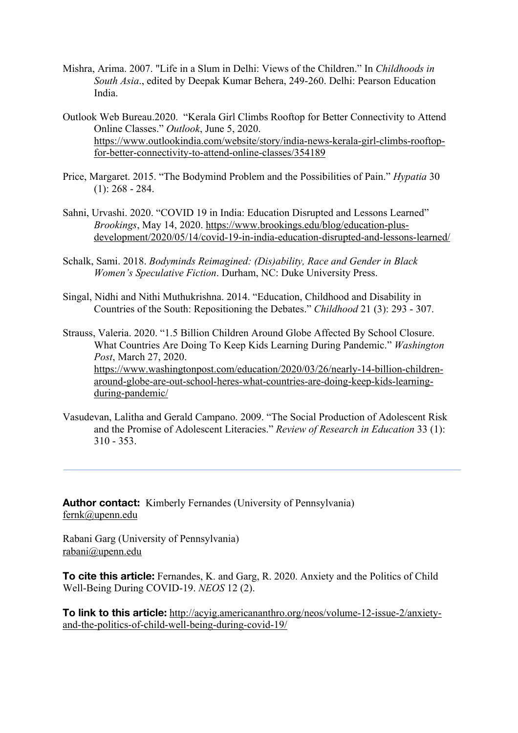Mishra, Arima. 2007. "Life in a Slum in Delhi: Views of the Children." In *Childhoods in South Asia*., edited by Deepak Kumar Behera, 249-260. Delhi: Pearson Education India.

Outlook Web Bureau.2020. "Kerala Girl Climbs Rooftop for Better Connectivity to Attend Online Classes." *Outlook*, June 5, 2020. https://www.outlookindia.com/website/story/india-news-kerala-girl-climbs-rooftop-for-better-connectivity-to-attend-online-classes/354189

Price, Margaret. 2015. "The Bodymind Problem and the Possibilities of Pain." *Hypatia* 30 (1): 268 - 284.

Sahni, Urvashi. 2020. "COVID 19 in India: Education Disrupted and Lessons Learned" *Brookings*, May 14, 2020. https://www.brookings.edu/blog/education-plus-development/2020/05/14/covid-19-in-india-education-disrupted-and-lessons-learned/

Schalk, Sami. 2018. *Bodyminds Reimagined: (Dis)ability, Race and Gender in Black Women's Speculative Fiction*. Durham, NC: Duke University Press.

Singal, Nidhi and Nithi Muthukrishna. 2014. "Education, Childhood and Disability in Countries of the South: Repositioning the Debates." *Childhood* 21 (3): 293 - 307.

Strauss, Valeria. 2020. "1.5 Billion Children Around Globe Affected By School Closure. What Countries Are Doing To Keep Kids Learning During Pandemic." *Washington Post*, March 27, 2020. https://www.washingtonpost.com/education/2020/03/26/nearly-14-billion-children-around-globe-are-out-school-heres-what-countries-are-doing-keep-kids-learning-during-pandemic/

Vasudevan, Lalitha and Gerald Campano. 2009. "The Social Production of Adolescent Risk and the Promise of Adolescent Literacies." *Review of Research in Education* 33 (1): 310 - 353.

---

**Author contact:** Kimberly Fernandes (University of Pennsylvania)
fernk@upenn.edu

Rabani Garg (University of Pennsylvania)
rabani@upenn.edu

**To cite this article:** Fernandes, K. and Garg, R. 2020. Anxiety and the Politics of Child Well-Being During COVID-19. *NEOS* 12 (2).

**To link to this article:** http://acyig.americananthro.org/neos/volume-12-issue-2/anxiety-and-the-politics-of-child-well-being-during-covid-19/